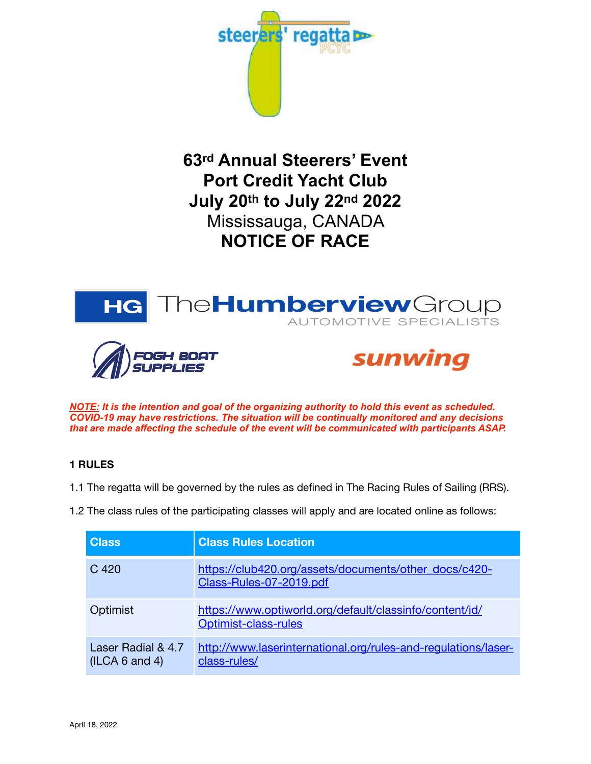# 63rd Annual Steerers' Event
# Port Credit Yacht Club
# July 20th to July 22nd 2022

Mississauga, CANADA

# NOTICE OF RACE

***NOTE:* It is the intention and goal of the organizing authority to hold this event as scheduled. COVID-19 may have restrictions. The situation will be continually monitored and any decisions that are made affecting the schedule of the event will be communicated with participants ASAP.**

## 1 RULES

1.1 The regatta will be governed by the rules as defined in The Racing Rules of Sailing (RRS).

1.2 The class rules of the participating classes will apply and are located online as follows:

| Class | Class Rules Location |
|---|---|
| C 420 | https://club420.org/assets/documents/other_docs/c420-Class-Rules-07-2019.pdf |
| Optimist | https://www.optiworld.org/default/classinfo/content/id/Optimist-class-rules |
| Laser Radial & 4.7 (ILCA 6 and 4) | http://www.laserinternational.org/rules-and-regulations/laser-class-rules/ |

April 18, 2022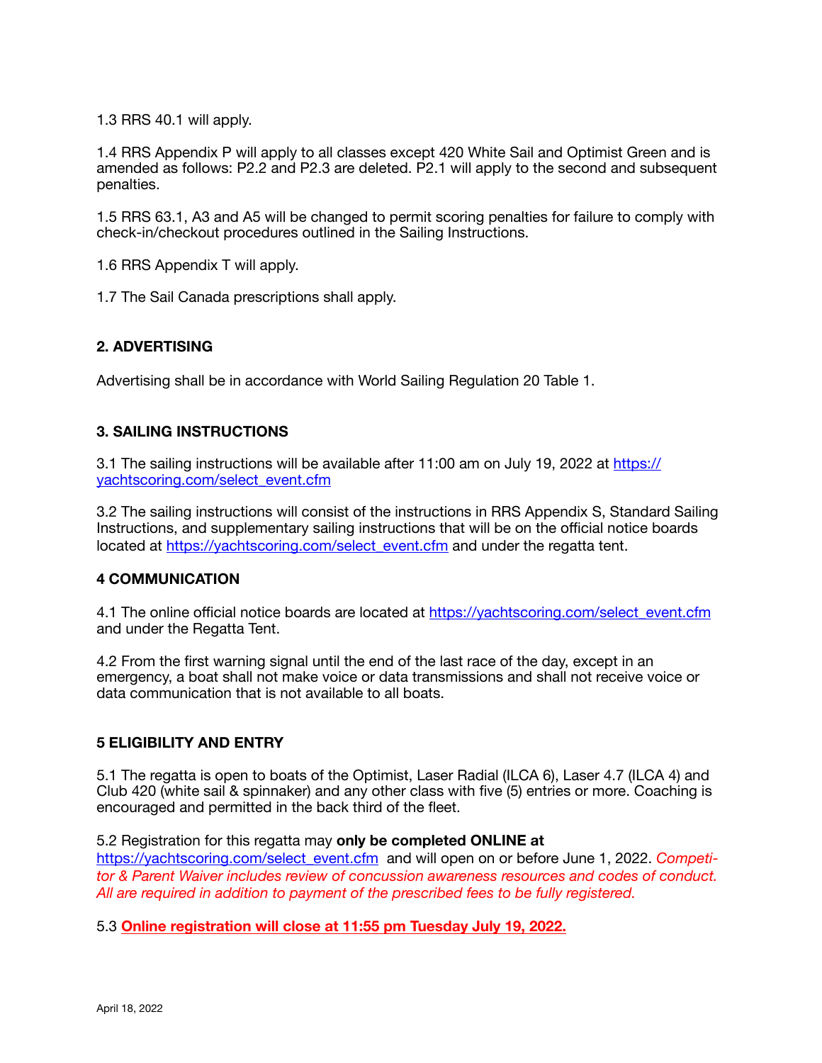1.3 RRS 40.1 will apply.

1.4 RRS Appendix P will apply to all classes except 420 White Sail and Optimist Green and is amended as follows: P2.2 and P2.3 are deleted. P2.1 will apply to the second and subsequent penalties.

1.5 RRS 63.1, A3 and A5 will be changed to permit scoring penalties for failure to comply with check-in/checkout procedures outlined in the Sailing Instructions.

1.6 RRS Appendix T will apply.

1.7 The Sail Canada prescriptions shall apply.

## 2. ADVERTISING

Advertising shall be in accordance with World Sailing Regulation 20 Table 1.

## 3. SAILING INSTRUCTIONS

3.1 The sailing instructions will be available after 11:00 am on July 19, 2022 at [https://yachtscoring.com/select_event.cfm](https://yachtscoring.com/select_event.cfm)

3.2 The sailing instructions will consist of the instructions in RRS Appendix S, Standard Sailing Instructions, and supplementary sailing instructions that will be on the official notice boards located at [https://yachtscoring.com/select_event.cfm](https://yachtscoring.com/select_event.cfm) and under the regatta tent.

## 4 COMMUNICATION

4.1 The online official notice boards are located at [https://yachtscoring.com/select_event.cfm](https://yachtscoring.com/select_event.cfm) and under the Regatta Tent.

4.2 From the first warning signal until the end of the last race of the day, except in an emergency, a boat shall not make voice or data transmissions and shall not receive voice or data communication that is not available to all boats.

## 5 ELIGIBILITY AND ENTRY

5.1 The regatta is open to boats of the Optimist, Laser Radial (ILCA 6), Laser 4.7 (ILCA 4) and Club 420 (white sail & spinnaker) and any other class with five (5) entries or more. Coaching is encouraged and permitted in the back third of the fleet.

5.2 Registration for this regatta may **only be completed ONLINE at** [https://yachtscoring.com/select_event.cfm](https://yachtscoring.com/select_event.cfm) and will open on or before June 1, 2022. *Competitor & Parent Waiver includes review of concussion awareness resources and codes of conduct. All are required in addition to payment of the prescribed fees to be fully registered.*

5.3 **Online registration will close at 11:55 pm Tuesday July 19, 2022.**

April 18, 2022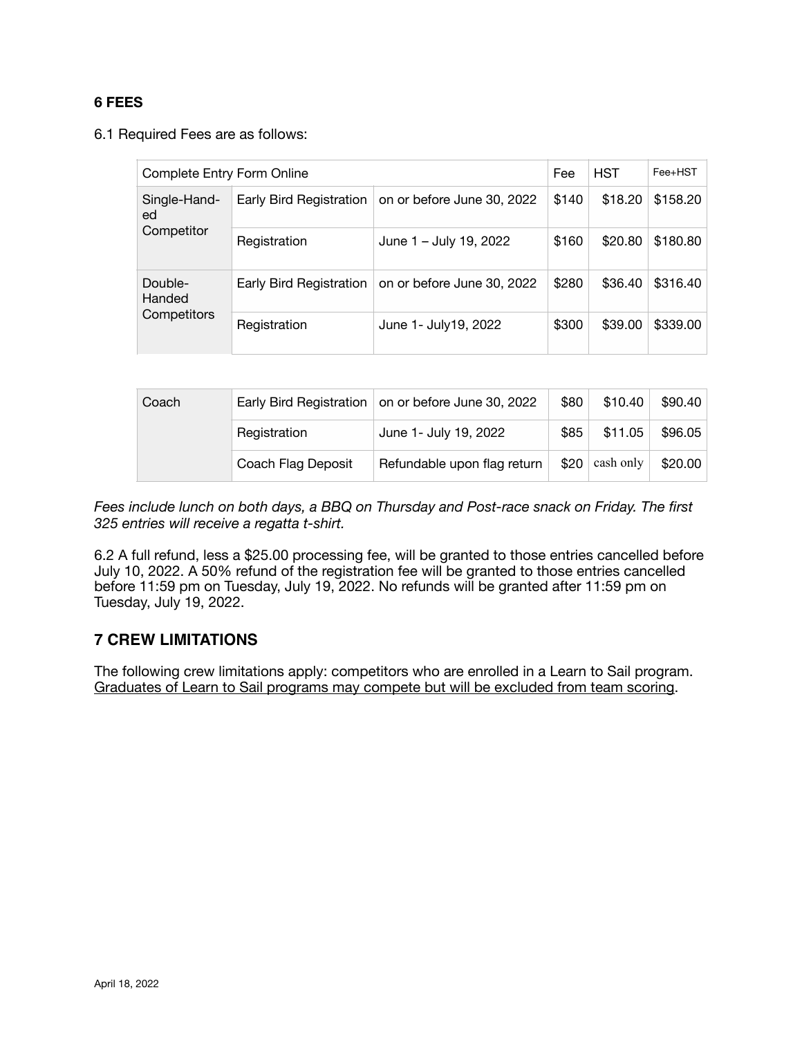## 6 FEES

6.1 Required Fees are as follows:

| Complete Entry Form Online | | | Fee | HST | Fee+HST |
|---|---|---|---|---|---|
| Single-Handed Competitor | Early Bird Registration | on or before June 30, 2022 | $140 | $18.20 | $158.20 |
| | Registration | June 1 – July 19, 2022 | $160 | $20.80 | $180.80 |
| Double-Handed Competitors | Early Bird Registration | on or before June 30, 2022 | $280 | $36.40 | $316.40 |
| | Registration | June 1- July19, 2022 | $300 | $39.00 | $339.00 |

| Coach | Early Bird Registration | on or before June 30, 2022 | $80 | $10.40 | $90.40 |
|---|---|---|---|---|---|
| | Registration | June 1- July 19, 2022 | $85 | $11.05 | $96.05 |
| | Coach Flag Deposit | Refundable upon flag return | $20 | cash only | $20.00 |

*Fees include lunch on both days, a BBQ on Thursday and Post-race snack on Friday. The first 325 entries will receive a regatta t-shirt.*

6.2 A full refund, less a $25.00 processing fee, will be granted to those entries cancelled before July 10, 2022. A 50% refund of the registration fee will be granted to those entries cancelled before 11:59 pm on Tuesday, July 19, 2022. No refunds will be granted after 11:59 pm on Tuesday, July 19, 2022.

## 7 CREW LIMITATIONS

The following crew limitations apply: competitors who are enrolled in a Learn to Sail program. Graduates of Learn to Sail programs may compete but will be excluded from team scoring.

April 18, 2022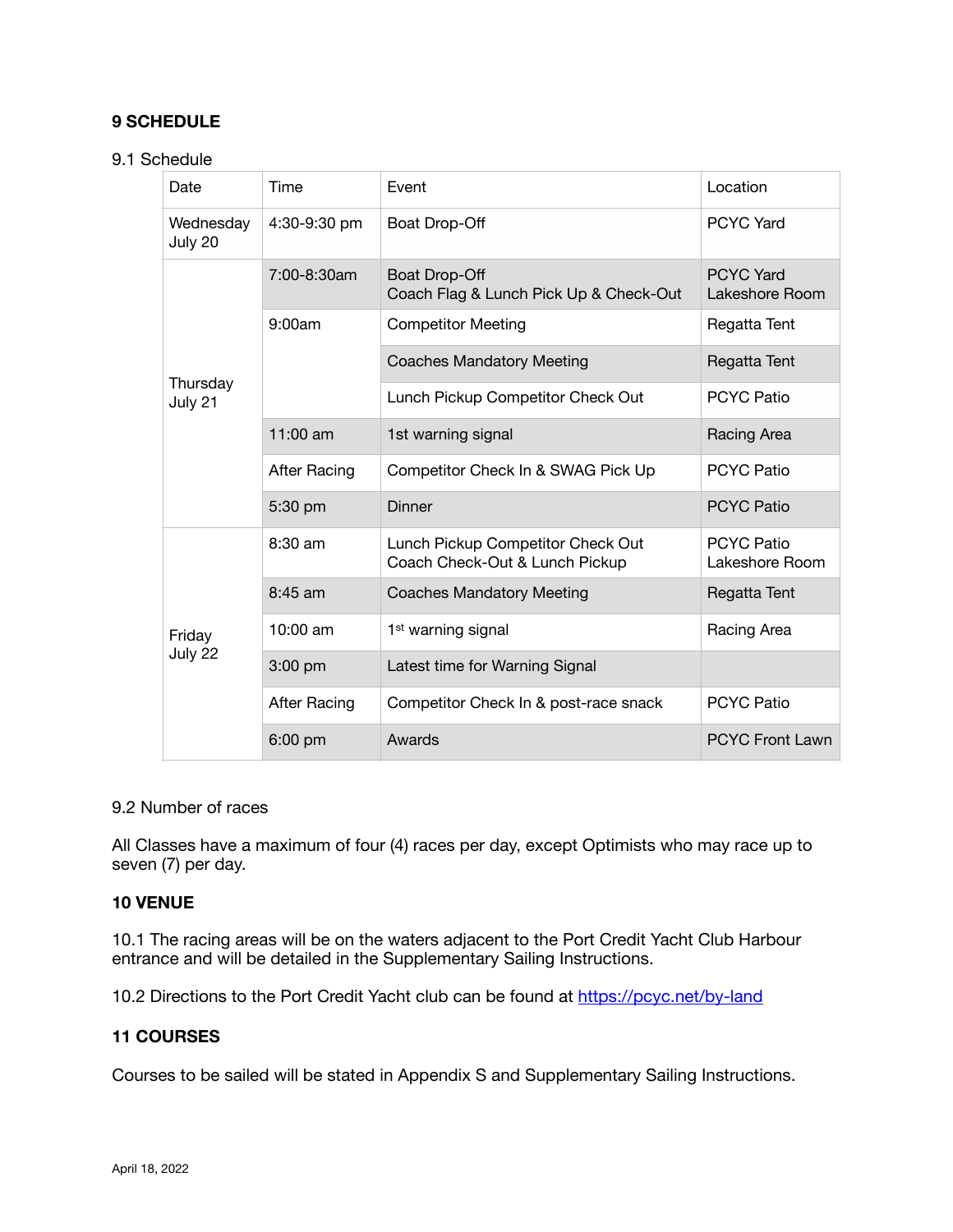## 9 SCHEDULE

9.1 Schedule

| Date | Time | Event | Location |
|---|---|---|---|
| Wednesday July 20 | 4:30-9:30 pm | Boat Drop-Off | PCYC Yard |
| Thursday July 21 | 7:00-8:30am | Boat Drop-Off<br>Coach Flag & Lunch Pick Up & Check-Out | PCYC Yard<br>Lakeshore Room |
| | 9:00am | Competitor Meeting | Regatta Tent |
| | | Coaches Mandatory Meeting | Regatta Tent |
| | | Lunch Pickup Competitor Check Out | PCYC Patio |
| | 11:00 am | 1st warning signal | Racing Area |
| | After Racing | Competitor Check In & SWAG Pick Up | PCYC Patio |
| | 5:30 pm | Dinner | PCYC Patio |
| Friday July 22 | 8:30 am | Lunch Pickup Competitor Check Out<br>Coach Check-Out & Lunch Pickup | PCYC Patio<br>Lakeshore Room |
| | 8:45 am | Coaches Mandatory Meeting | Regatta Tent |
| | 10:00 am | 1st warning signal | Racing Area |
| | 3:00 pm | Latest time for Warning Signal | |
| | After Racing | Competitor Check In & post-race snack | PCYC Patio |
| | 6:00 pm | Awards | PCYC Front Lawn |

9.2 Number of races

All Classes have a maximum of four (4) races per day, except Optimists who may race up to seven (7) per day.

## 10 VENUE

10.1 The racing areas will be on the waters adjacent to the Port Credit Yacht Club Harbour entrance and will be detailed in the Supplementary Sailing Instructions.

10.2 Directions to the Port Credit Yacht club can be found at [https://pcyc.net/by-land](https://pcyc.net/by-land)

## 11 COURSES

Courses to be sailed will be stated in Appendix S and Supplementary Sailing Instructions.

April 18, 2022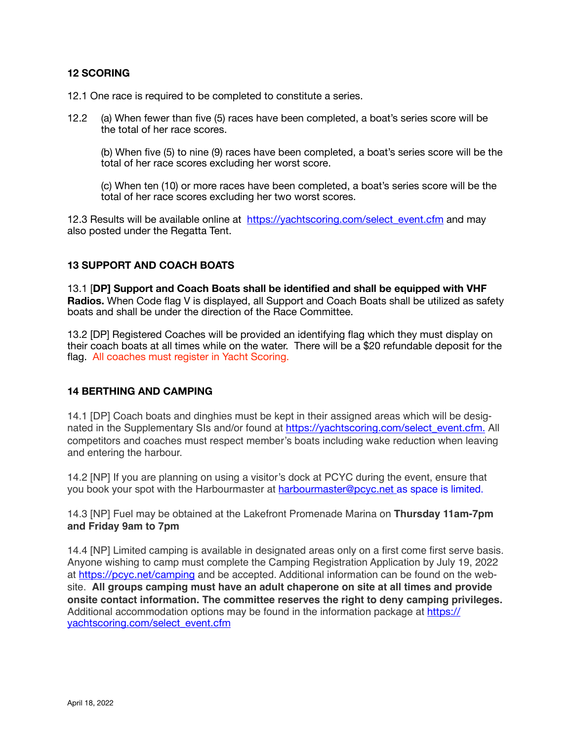## 12 SCORING

12.1 One race is required to be completed to constitute a series.

12.2 (a) When fewer than five (5) races have been completed, a boat's series score will be the total of her race scores.

(b) When five (5) to nine (9) races have been completed, a boat's series score will be the total of her race scores excluding her worst score.

(c) When ten (10) or more races have been completed, a boat's series score will be the total of her race scores excluding her two worst scores.

12.3 Results will be available online at https://yachtscoring.com/select_event.cfm and may also posted under the Regatta Tent.

## 13 SUPPORT AND COACH BOATS

13.1 [**DP] Support and Coach Boats shall be identified and shall be equipped with VHF Radios.** When Code flag V is displayed, all Support and Coach Boats shall be utilized as safety boats and shall be under the direction of the Race Committee.

13.2 [DP] Registered Coaches will be provided an identifying flag which they must display on their coach boats at all times while on the water. There will be a $20 refundable deposit for the flag. All coaches must register in Yacht Scoring.

## 14 BERTHING AND CAMPING

14.1 [DP] Coach boats and dinghies must be kept in their assigned areas which will be designated in the Supplementary SIs and/or found at https://yachtscoring.com/select_event.cfm. All competitors and coaches must respect member's boats including wake reduction when leaving and entering the harbour.

14.2 [NP] If you are planning on using a visitor's dock at PCYC during the event, ensure that you book your spot with the Harbourmaster at harbourmaster@pcyc.net as space is limited.

14.3 [NP] Fuel may be obtained at the Lakefront Promenade Marina on **Thursday 11am-7pm and Friday 9am to 7pm**

14.4 [NP] Limited camping is available in designated areas only on a first come first serve basis. Anyone wishing to camp must complete the Camping Registration Application by July 19, 2022 at https://pcyc.net/camping and be accepted. Additional information can be found on the website. **All groups camping must have an adult chaperone on site at all times and provide onsite contact information. The committee reserves the right to deny camping privileges.** Additional accommodation options may be found in the information package at https://yachtscoring.com/select_event.cfm

April 18, 2022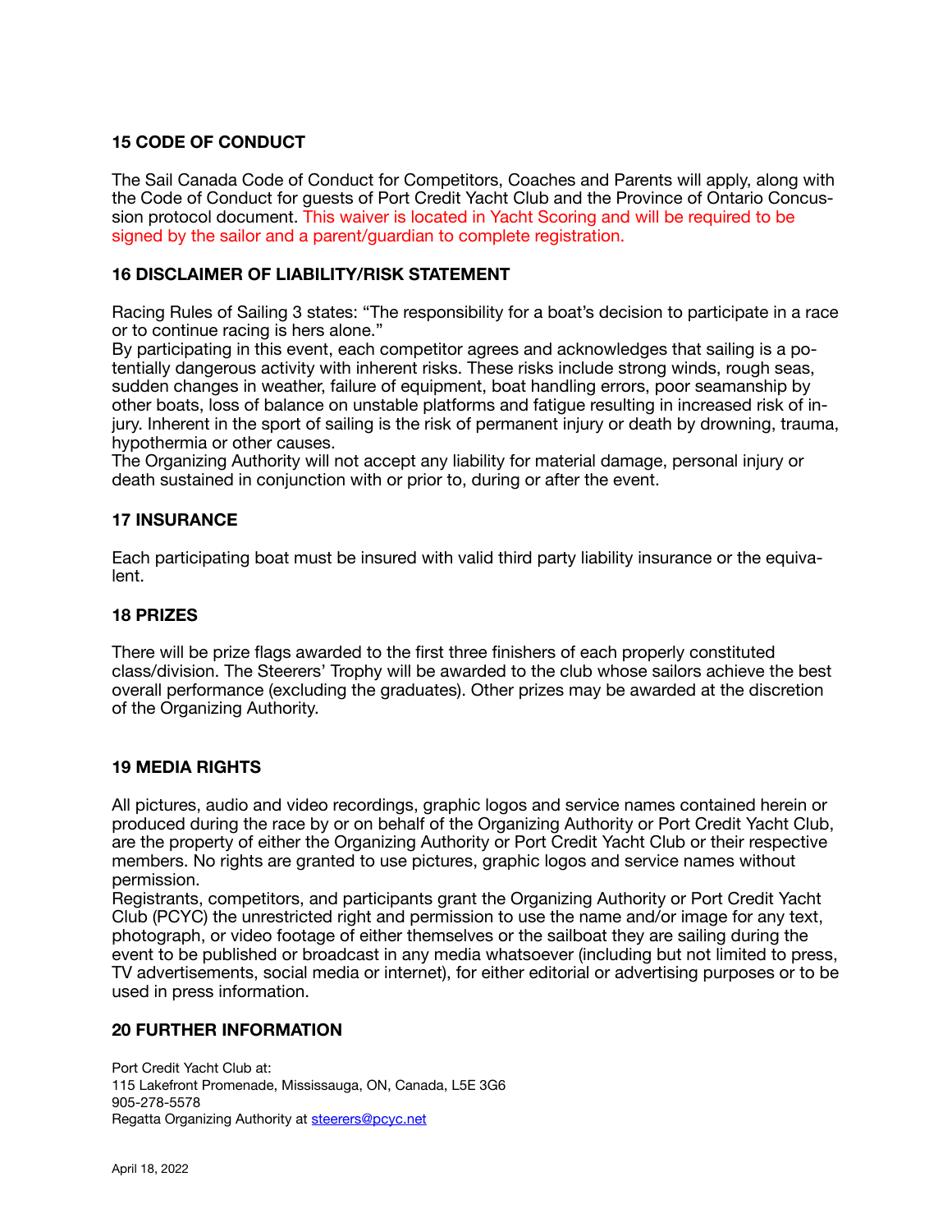## 15 CODE OF CONDUCT

The Sail Canada Code of Conduct for Competitors, Coaches and Parents will apply, along with the Code of Conduct for guests of Port Credit Yacht Club and the Province of Ontario Concussion protocol document. This waiver is located in Yacht Scoring and will be required to be signed by the sailor and a parent/guardian to complete registration.

## 16 DISCLAIMER OF LIABILITY/RISK STATEMENT

Racing Rules of Sailing 3 states: "The responsibility for a boat's decision to participate in a race or to continue racing is hers alone."
By participating in this event, each competitor agrees and acknowledges that sailing is a potentially dangerous activity with inherent risks. These risks include strong winds, rough seas, sudden changes in weather, failure of equipment, boat handling errors, poor seamanship by other boats, loss of balance on unstable platforms and fatigue resulting in increased risk of injury. Inherent in the sport of sailing is the risk of permanent injury or death by drowning, trauma, hypothermia or other causes.
The Organizing Authority will not accept any liability for material damage, personal injury or death sustained in conjunction with or prior to, during or after the event.

## 17 INSURANCE

Each participating boat must be insured with valid third party liability insurance or the equivalent.

## 18 PRIZES

There will be prize flags awarded to the first three finishers of each properly constituted class/division. The Steerers' Trophy will be awarded to the club whose sailors achieve the best overall performance (excluding the graduates). Other prizes may be awarded at the discretion of the Organizing Authority.

## 19 MEDIA RIGHTS

All pictures, audio and video recordings, graphic logos and service names contained herein or produced during the race by or on behalf of the Organizing Authority or Port Credit Yacht Club, are the property of either the Organizing Authority or Port Credit Yacht Club or their respective members. No rights are granted to use pictures, graphic logos and service names without permission.
Registrants, competitors, and participants grant the Organizing Authority or Port Credit Yacht Club (PCYC) the unrestricted right and permission to use the name and/or image for any text, photograph, or video footage of either themselves or the sailboat they are sailing during the event to be published or broadcast in any media whatsoever (including but not limited to press, TV advertisements, social media or internet), for either editorial or advertising purposes or to be used in press information.

## 20 FURTHER INFORMATION

Port Credit Yacht Club at:
115 Lakefront Promenade, Mississauga, ON, Canada, L5E 3G6
905-278-5578
Regatta Organizing Authority at steerers@pcyc.net

April 18, 2022